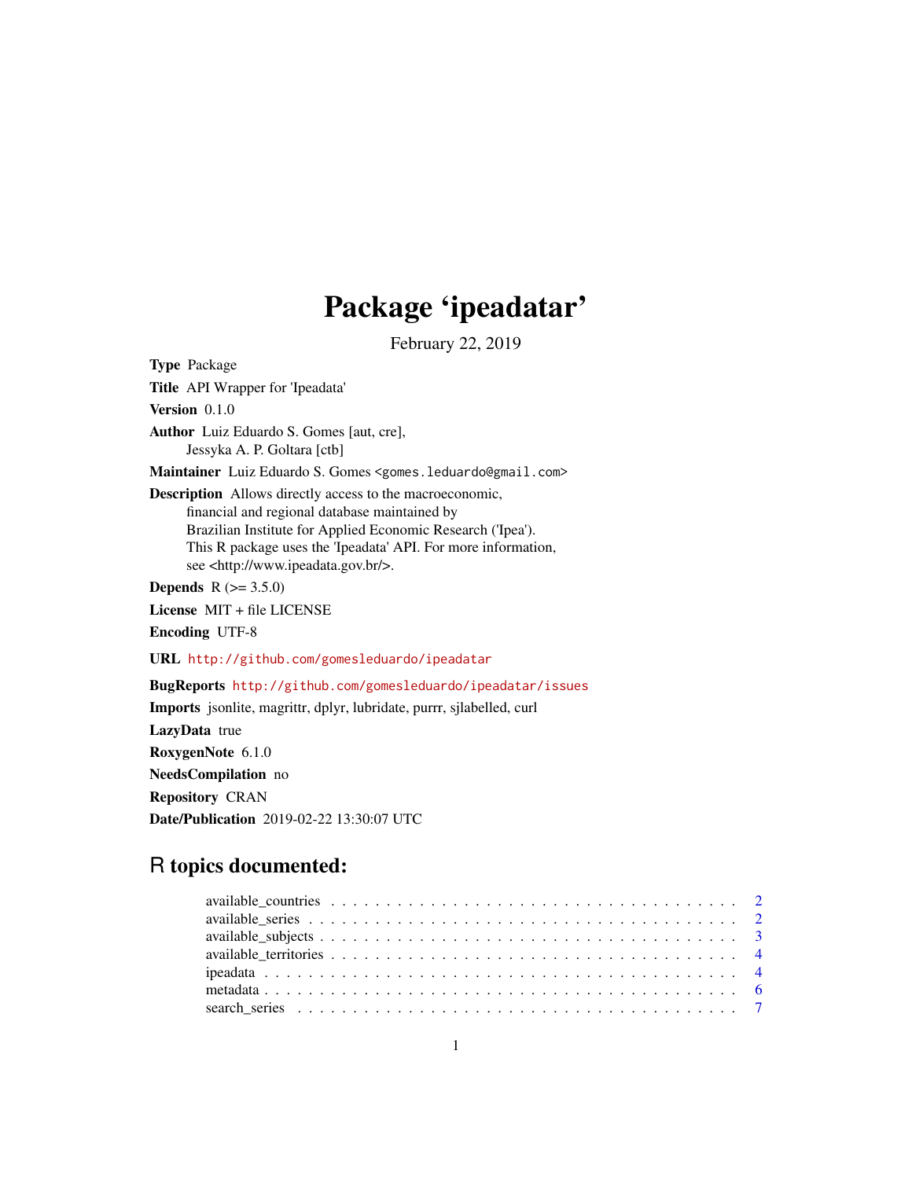# Package 'ipeadatar'

February 22, 2019

**Type** Package

**Title** API Wrapper for 'Ipeadata'

**Version** 0.1.0

**Author** Luiz Eduardo S. Gomes [aut, cre],
Jessyka A. P. Goltara [ctb]

**Maintainer** Luiz Eduardo S. Gomes <gomes.leduardo@gmail.com>

**Description** Allows directly access to the macroeconomic,
financial and regional database maintained by
Brazilian Institute for Applied Economic Research ('Ipea').
This R package uses the 'Ipeadata' API. For more information,
see <http://www.ipeadata.gov.br/>.

**Depends** R (>= 3.5.0)

**License** MIT + file LICENSE

**Encoding** UTF-8

**URL** http://github.com/gomesleduardo/ipeadatar

**BugReports** http://github.com/gomesleduardo/ipeadatar/issues

**Imports** jsonlite, magrittr, dplyr, lubridate, purrr, sjlabelled, curl

**LazyData** true

**RoxygenNote** 6.1.0

**NeedsCompilation** no

**Repository** CRAN

**Date/Publication** 2019-02-22 13:30:07 UTC

## R topics documented:

| | |
|---|---|
| available_countries | 2 |
| available_series | 2 |
| available_subjects | 3 |
| available_territories | 4 |
| ipeadata | 4 |
| metadata | 6 |
| search_series | 7 |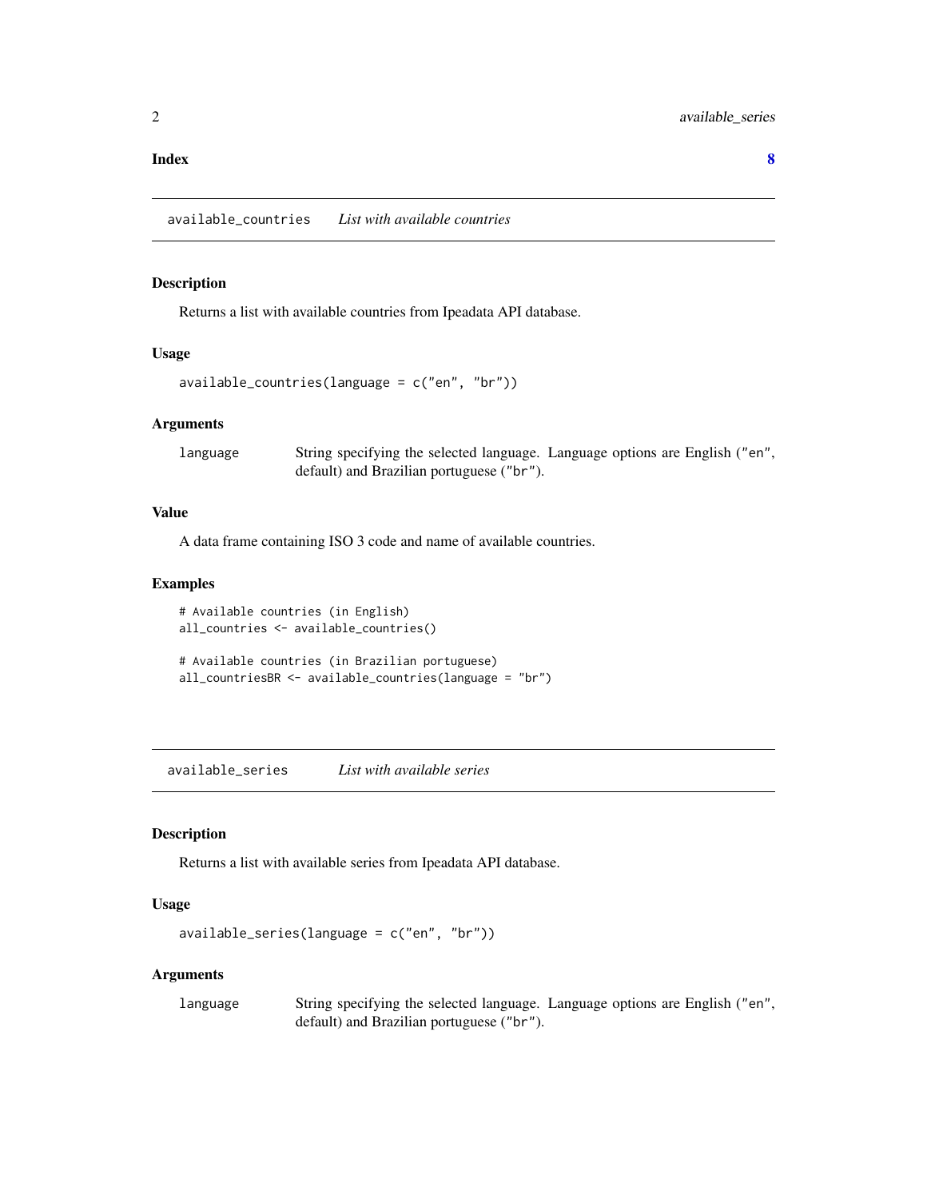**Index** **8**

## available_countries *List with available countries*

### Description

Returns a list with available countries from Ipeadata API database.

### Usage

```
available_countries(language = c("en", "br"))
```

### Arguments

| | |
|---|---|
| language | String specifying the selected language. Language options are English ("en", default) and Brazilian portuguese ("br"). |

### Value

A data frame containing ISO 3 code and name of available countries.

### Examples

```
# Available countries (in English)
all_countries <- available_countries()

# Available countries (in Brazilian portuguese)
all_countriesBR <- available_countries(language = "br")
```

## available_series *List with available series*

### Description

Returns a list with available series from Ipeadata API database.

### Usage

```
available_series(language = c("en", "br"))
```

### Arguments

| | |
|---|---|
| language | String specifying the selected language. Language options are English ("en", default) and Brazilian portuguese ("br"). |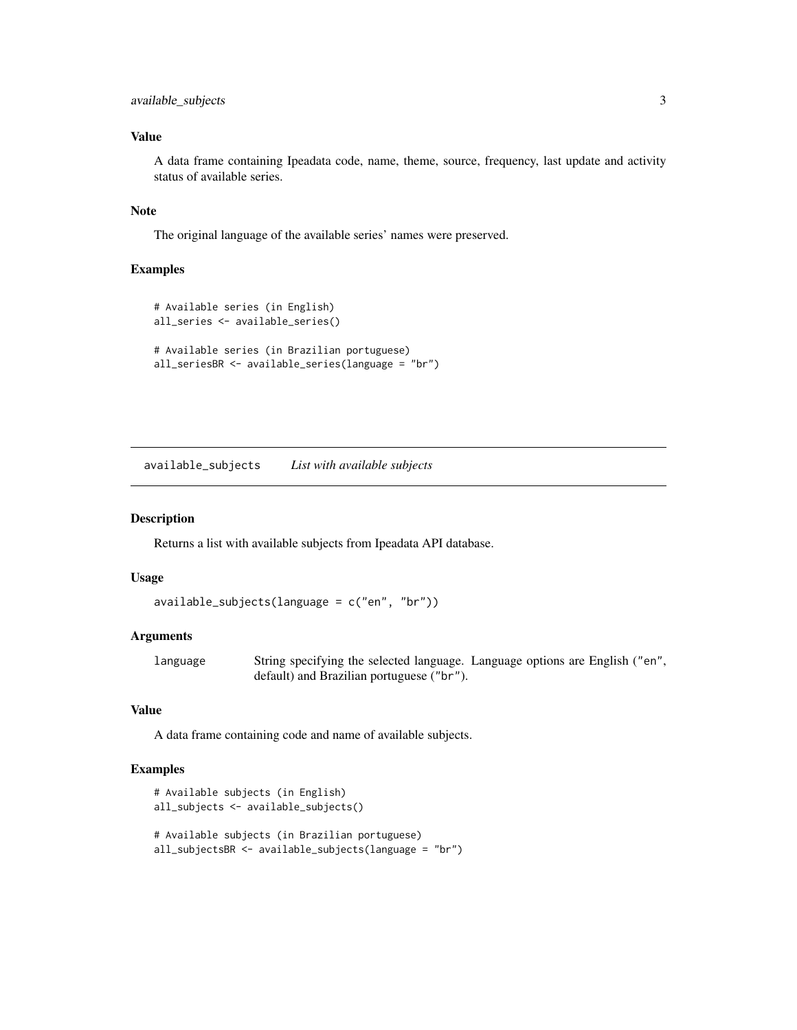### Value

A data frame containing Ipeadata code, name, theme, source, frequency, last update and activity status of available series.

### Note

The original language of the available series' names were preserved.

### Examples

```
# Available series (in English)
all_series <- available_series()

# Available series (in Brazilian portuguese)
all_seriesBR <- available_series(language = "br")
```

---

## available_subjects *List with available subjects*

---

### Description

Returns a list with available subjects from Ipeadata API database.

### Usage

```
available_subjects(language = c("en", "br"))
```

### Arguments

| | |
|---|---|
| language | String specifying the selected language. Language options are English ("en", default) and Brazilian portuguese ("br"). |

### Value

A data frame containing code and name of available subjects.

### Examples

```
# Available subjects (in English)
all_subjects <- available_subjects()

# Available subjects (in Brazilian portuguese)
all_subjectsBR <- available_subjects(language = "br")
```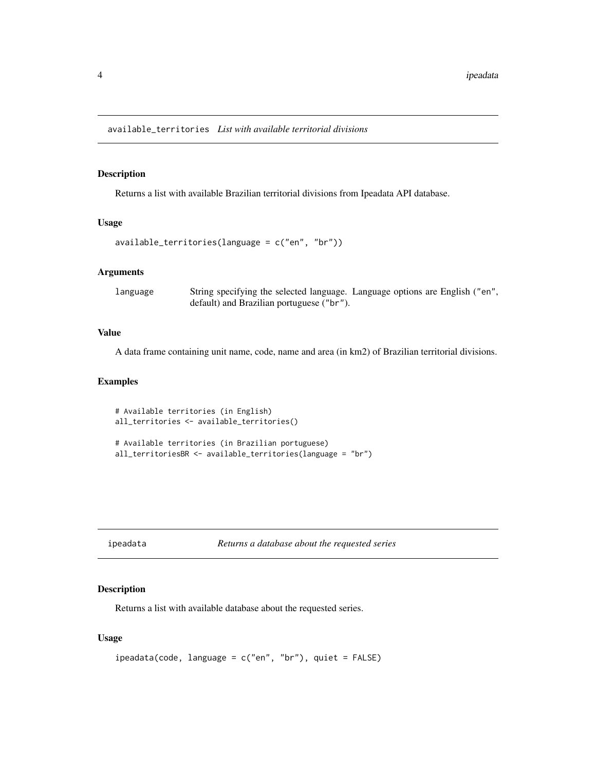## available_territories *List with available territorial divisions*

### Description

Returns a list with available Brazilian territorial divisions from Ipeadata API database.

### Usage

```
available_territories(language = c("en", "br"))
```

### Arguments

| | |
|---|---|
| language | String specifying the selected language. Language options are English ("en", default) and Brazilian portuguese ("br"). |

### Value

A data frame containing unit name, code, name and area (in km2) of Brazilian territorial divisions.

### Examples

```
# Available territories (in English)
all_territories <- available_territories()

# Available territories (in Brazilian portuguese)
all_territoriesBR <- available_territories(language = "br")
```

## ipeadata *Returns a database about the requested series*

### Description

Returns a list with available database about the requested series.

### Usage

```
ipeadata(code, language = c("en", "br"), quiet = FALSE)
```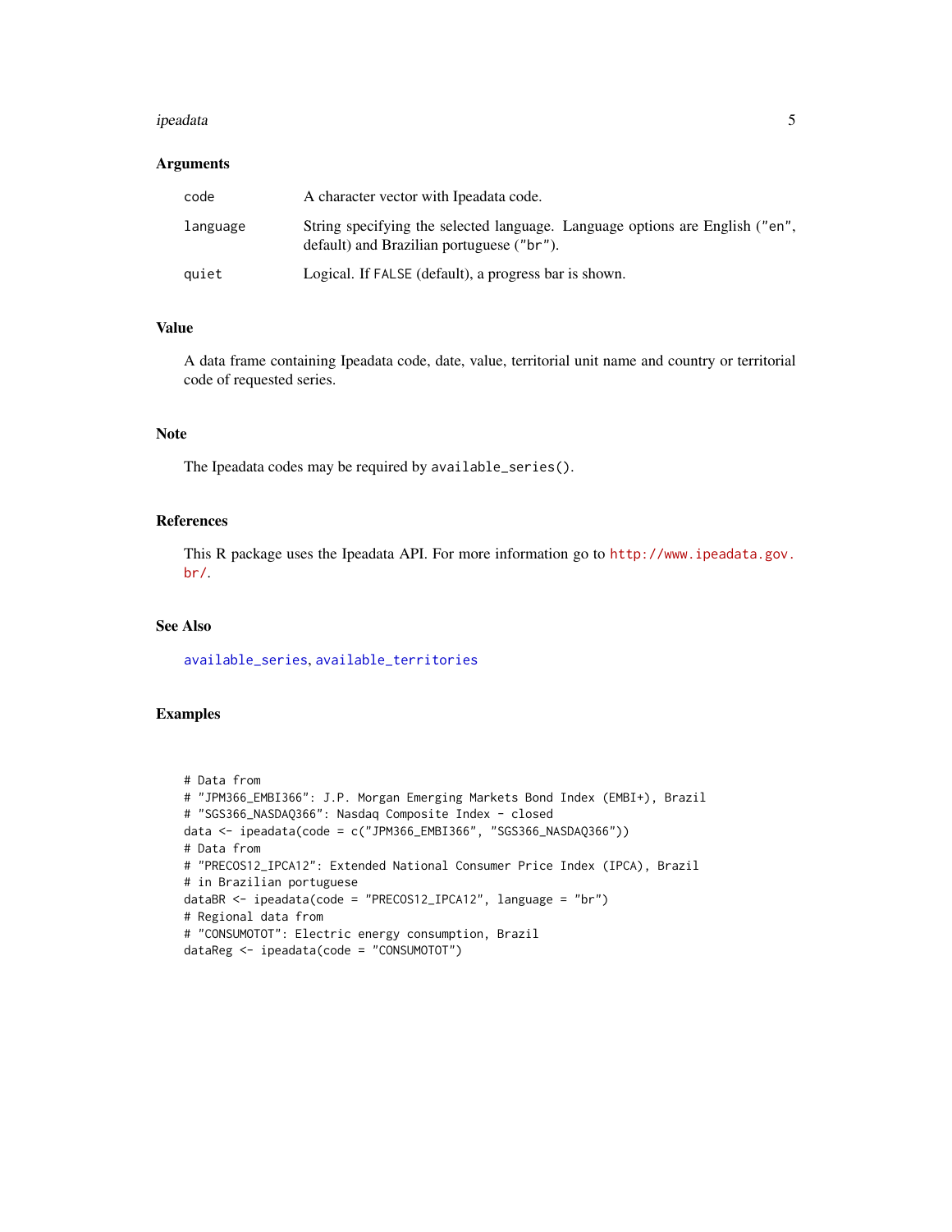### Arguments

| | |
|---|---|
| code | A character vector with Ipeadata code. |
| language | String specifying the selected language. Language options are English ("en", default) and Brazilian portuguese ("br"). |
| quiet | Logical. If FALSE (default), a progress bar is shown. |

### Value

A data frame containing Ipeadata code, date, value, territorial unit name and country or territorial code of requested series.

### Note

The Ipeadata codes may be required by `available_series()`.

### References

This R package uses the Ipeadata API. For more information go to http://www.ipeadata.gov.br/.

### See Also

available_series, available_territories

### Examples

```
# Data from
# "JPM366_EMBI366": J.P. Morgan Emerging Markets Bond Index (EMBI+), Brazil
# "SGS366_NASDAQ366": Nasdaq Composite Index - closed
data <- ipeadata(code = c("JPM366_EMBI366", "SGS366_NASDAQ366"))
# Data from
# "PRECOS12_IPCA12": Extended National Consumer Price Index (IPCA), Brazil
# in Brazilian portuguese
dataBR <- ipeadata(code = "PRECOS12_IPCA12", language = "br")
# Regional data from
# "CONSUMOTOT": Electric energy consumption, Brazil
dataReg <- ipeadata(code = "CONSUMOTOT")
```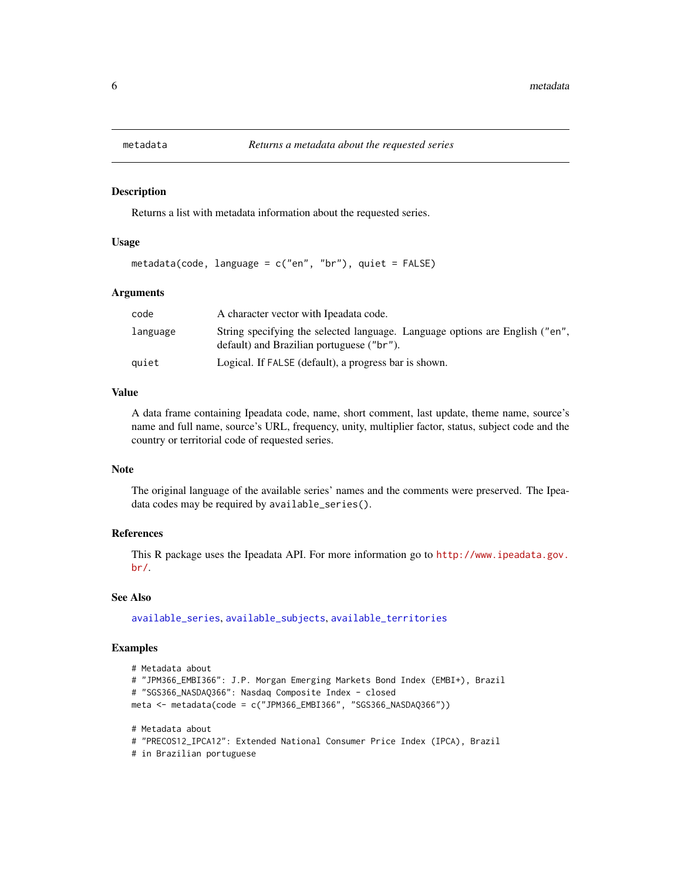## metadata — *Returns a metadata about the requested series*

### Description

Returns a list with metadata information about the requested series.

### Usage

```
metadata(code, language = c("en", "br"), quiet = FALSE)
```

### Arguments

| | |
|---|---|
| code | A character vector with Ipeadata code. |
| language | String specifying the selected language. Language options are English ("en", default) and Brazilian portuguese ("br"). |
| quiet | Logical. If FALSE (default), a progress bar is shown. |

### Value

A data frame containing Ipeadata code, name, short comment, last update, theme name, source's name and full name, source's URL, frequency, unity, multiplier factor, status, subject code and the country or territorial code of requested series.

### Note

The original language of the available series' names and the comments were preserved. The Ipeadata codes may be required by `available_series()`.

### References

This R package uses the Ipeadata API. For more information go to http://www.ipeadata.gov.br/.

### See Also

available_series, available_subjects, available_territories

### Examples

```
# Metadata about
# "JPM366_EMBI366": J.P. Morgan Emerging Markets Bond Index (EMBI+), Brazil
# "SGS366_NASDAQ366": Nasdaq Composite Index - closed
meta <- metadata(code = c("JPM366_EMBI366", "SGS366_NASDAQ366"))

# Metadata about
# "PRECOS12_IPCA12": Extended National Consumer Price Index (IPCA), Brazil
# in Brazilian portuguese
```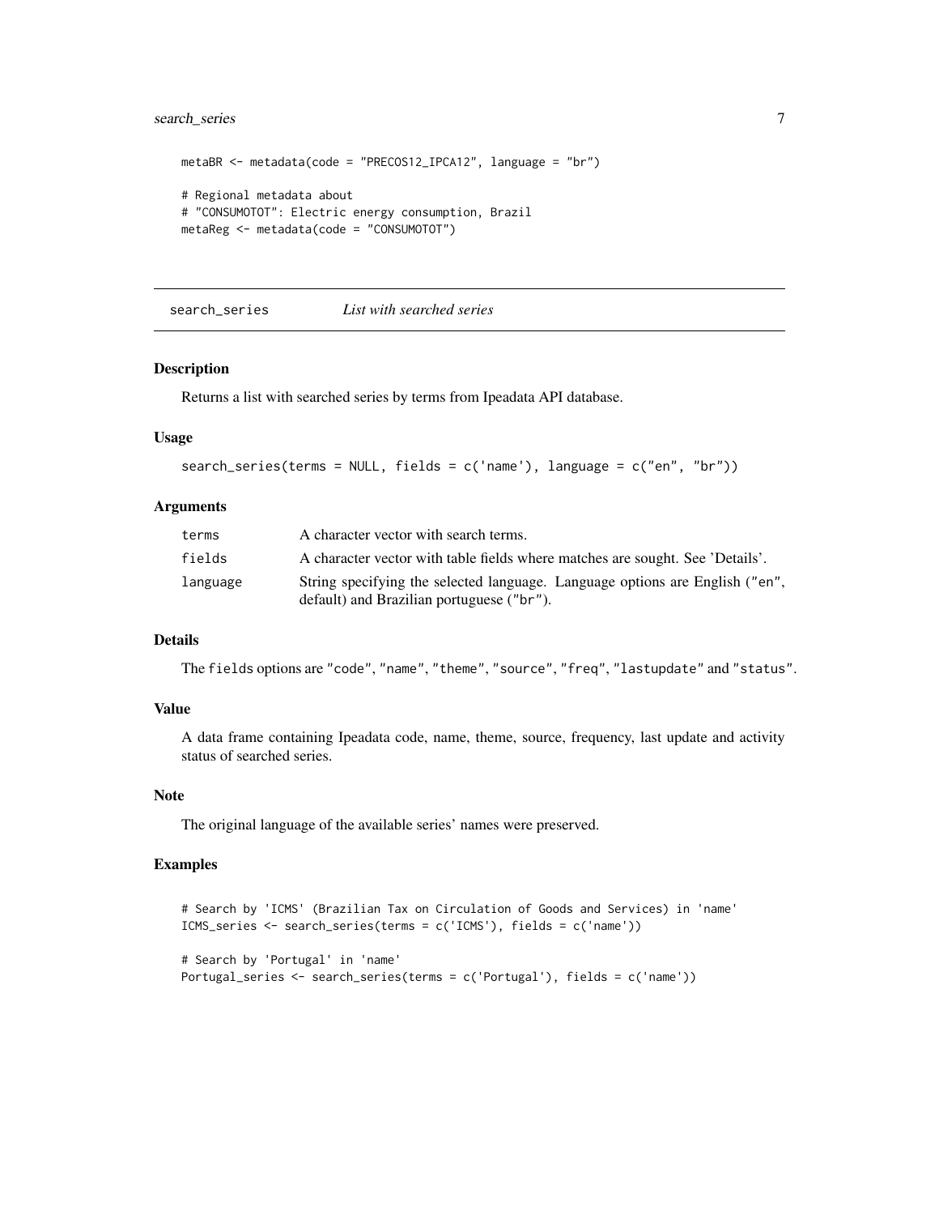```
metaBR <- metadata(code = "PRECOS12_IPCA12", language = "br")

# Regional metadata about
# "CONSUMOTOT": Electric energy consumption, Brazil
metaReg <- metadata(code = "CONSUMOTOT")
```

## search_series — *List with searched series*

### Description

Returns a list with searched series by terms from Ipeadata API database.

### Usage

```
search_series(terms = NULL, fields = c('name'), language = c("en", "br"))
```

### Arguments

| | |
|---|---|
| terms | A character vector with search terms. |
| fields | A character vector with table fields where matches are sought. See 'Details'. |
| language | String specifying the selected language. Language options are English ("en", default) and Brazilian portuguese ("br"). |

### Details

The fields options are "code", "name", "theme", "source", "freq", "lastupdate" and "status".

### Value

A data frame containing Ipeadata code, name, theme, source, frequency, last update and activity status of searched series.

### Note

The original language of the available series' names were preserved.

### Examples

```
# Search by 'ICMS' (Brazilian Tax on Circulation of Goods and Services) in 'name'
ICMS_series <- search_series(terms = c('ICMS'), fields = c('name'))

# Search by 'Portugal' in 'name'
Portugal_series <- search_series(terms = c('Portugal'), fields = c('name'))
```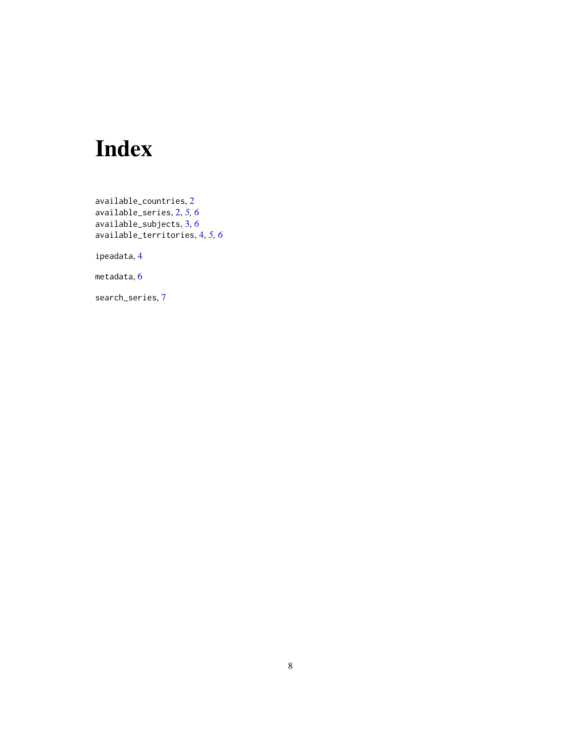# Index

available_countries, 2
available_series, 2, *5, 6*
available_subjects, 3, *6*
available_territories, 4, *5, 6*

ipeadata, 4

metadata, 6

search_series, 7